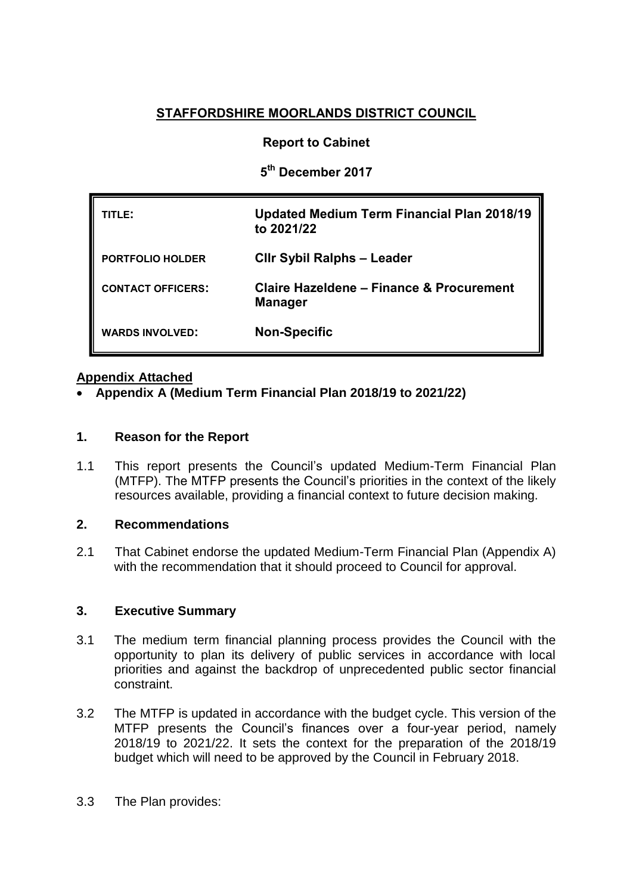**STAFFORDSHIRE MOORLANDS DISTRICT COUNCIL**

**Report to Cabinet**

**5th December 2017**

| | |
|---|---|
| **TITLE:** | **Updated Medium Term Financial Plan 2018/19 to 2021/22** |
| **PORTFOLIO HOLDER** | **Cllr Sybil Ralphs – Leader** |
| **CONTACT OFFICERS:** | **Claire Hazeldene – Finance & Procurement Manager** |
| **WARDS INVOLVED:** | **Non-Specific** |

**Appendix Attached**

- **Appendix A (Medium Term Financial Plan 2018/19 to 2021/22)**

## 1. Reason for the Report

1.1 This report presents the Council's updated Medium-Term Financial Plan (MTFP). The MTFP presents the Council's priorities in the context of the likely resources available, providing a financial context to future decision making.

## 2. Recommendations

2.1 That Cabinet endorse the updated Medium-Term Financial Plan (Appendix A) with the recommendation that it should proceed to Council for approval.

## 3. Executive Summary

3.1 The medium term financial planning process provides the Council with the opportunity to plan its delivery of public services in accordance with local priorities and against the backdrop of unprecedented public sector financial constraint.

3.2 The MTFP is updated in accordance with the budget cycle. This version of the MTFP presents the Council's finances over a four-year period, namely 2018/19 to 2021/22. It sets the context for the preparation of the 2018/19 budget which will need to be approved by the Council in February 2018.

3.3 The Plan provides: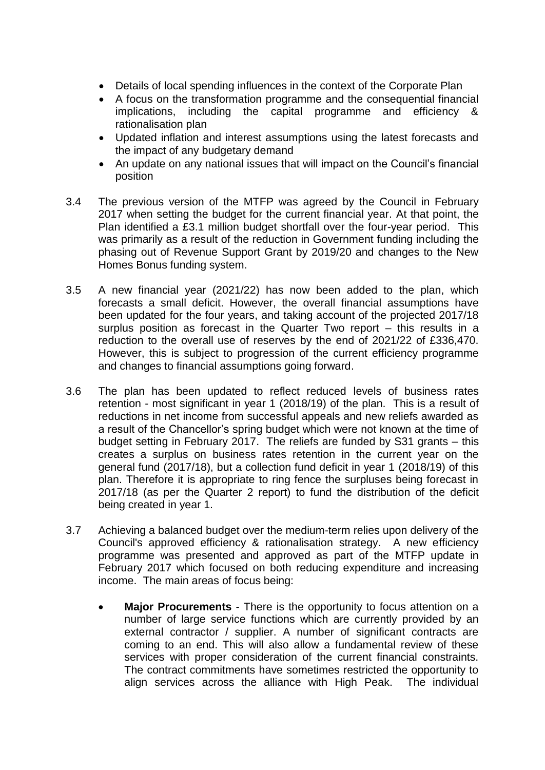- Details of local spending influences in the context of the Corporate Plan
- A focus on the transformation programme and the consequential financial implications, including the capital programme and efficiency & rationalisation plan
- Updated inflation and interest assumptions using the latest forecasts and the impact of any budgetary demand
- An update on any national issues that will impact on the Council's financial position

3.4 The previous version of the MTFP was agreed by the Council in February 2017 when setting the budget for the current financial year. At that point, the Plan identified a £3.1 million budget shortfall over the four-year period. This was primarily as a result of the reduction in Government funding including the phasing out of Revenue Support Grant by 2019/20 and changes to the New Homes Bonus funding system.

3.5 A new financial year (2021/22) has now been added to the plan, which forecasts a small deficit. However, the overall financial assumptions have been updated for the four years, and taking account of the projected 2017/18 surplus position as forecast in the Quarter Two report – this results in a reduction to the overall use of reserves by the end of 2021/22 of £336,470. However, this is subject to progression of the current efficiency programme and changes to financial assumptions going forward.

3.6 The plan has been updated to reflect reduced levels of business rates retention - most significant in year 1 (2018/19) of the plan. This is a result of reductions in net income from successful appeals and new reliefs awarded as a result of the Chancellor's spring budget which were not known at the time of budget setting in February 2017. The reliefs are funded by S31 grants – this creates a surplus on business rates retention in the current year on the general fund (2017/18), but a collection fund deficit in year 1 (2018/19) of this plan. Therefore it is appropriate to ring fence the surpluses being forecast in 2017/18 (as per the Quarter 2 report) to fund the distribution of the deficit being created in year 1.

3.7 Achieving a balanced budget over the medium-term relies upon delivery of the Council's approved efficiency & rationalisation strategy. A new efficiency programme was presented and approved as part of the MTFP update in February 2017 which focused on both reducing expenditure and increasing income. The main areas of focus being:

- **Major Procurements** - There is the opportunity to focus attention on a number of large service functions which are currently provided by an external contractor / supplier. A number of significant contracts are coming to an end. This will also allow a fundamental review of these services with proper consideration of the current financial constraints. The contract commitments have sometimes restricted the opportunity to align services across the alliance with High Peak. The individual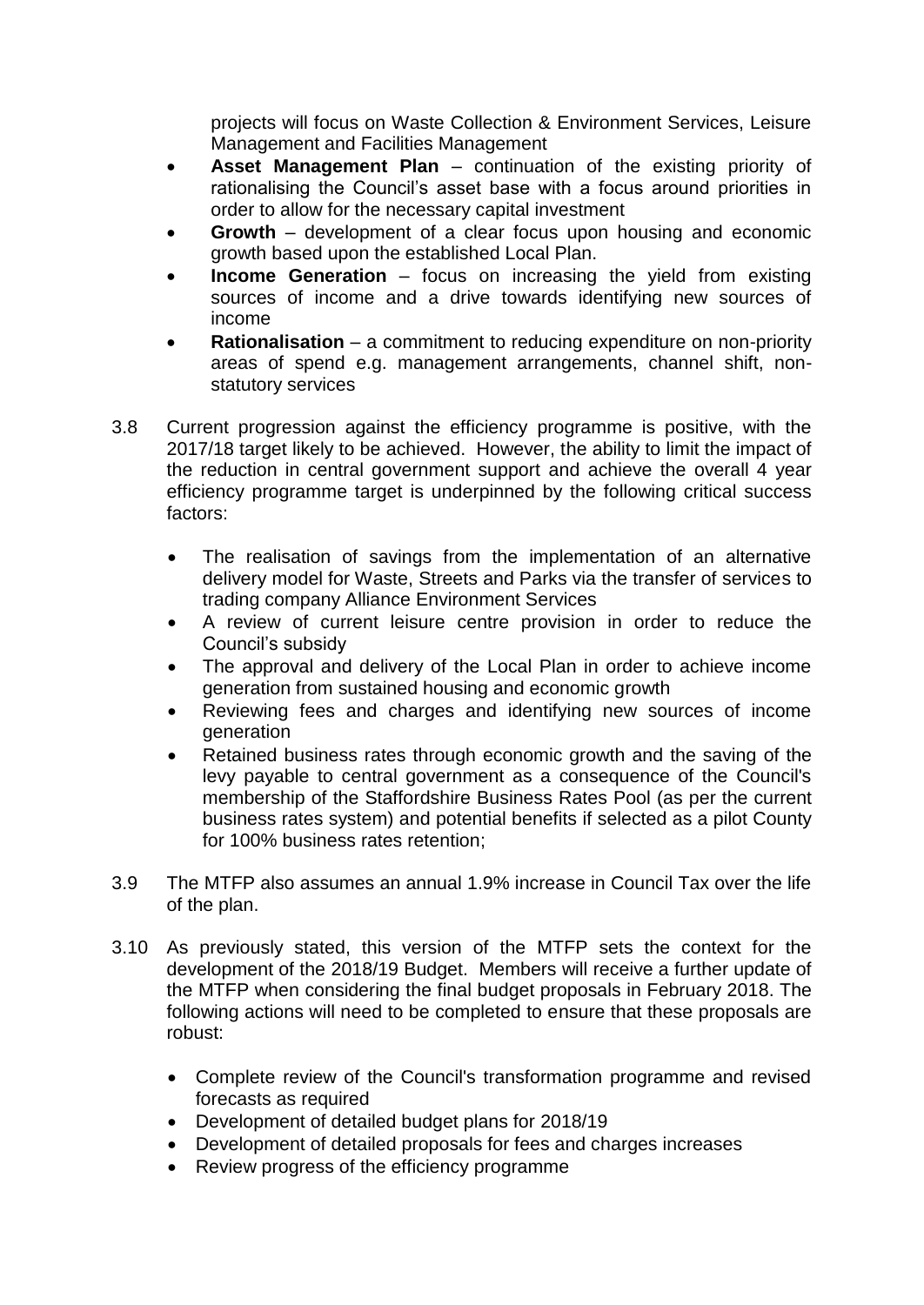projects will focus on Waste Collection & Environment Services, Leisure Management and Facilities Management

- **Asset Management Plan** – continuation of the existing priority of rationalising the Council's asset base with a focus around priorities in order to allow for the necessary capital investment
- **Growth** – development of a clear focus upon housing and economic growth based upon the established Local Plan.
- **Income Generation** – focus on increasing the yield from existing sources of income and a drive towards identifying new sources of income
- **Rationalisation** – a commitment to reducing expenditure on non-priority areas of spend e.g. management arrangements, channel shift, non-statutory services

3.8 Current progression against the efficiency programme is positive, with the 2017/18 target likely to be achieved. However, the ability to limit the impact of the reduction in central government support and achieve the overall 4 year efficiency programme target is underpinned by the following critical success factors:

- The realisation of savings from the implementation of an alternative delivery model for Waste, Streets and Parks via the transfer of services to trading company Alliance Environment Services
- A review of current leisure centre provision in order to reduce the Council's subsidy
- The approval and delivery of the Local Plan in order to achieve income generation from sustained housing and economic growth
- Reviewing fees and charges and identifying new sources of income generation
- Retained business rates through economic growth and the saving of the levy payable to central government as a consequence of the Council's membership of the Staffordshire Business Rates Pool (as per the current business rates system) and potential benefits if selected as a pilot County for 100% business rates retention;

3.9 The MTFP also assumes an annual 1.9% increase in Council Tax over the life of the plan.

3.10 As previously stated, this version of the MTFP sets the context for the development of the 2018/19 Budget. Members will receive a further update of the MTFP when considering the final budget proposals in February 2018. The following actions will need to be completed to ensure that these proposals are robust:

- Complete review of the Council's transformation programme and revised forecasts as required
- Development of detailed budget plans for 2018/19
- Development of detailed proposals for fees and charges increases
- Review progress of the efficiency programme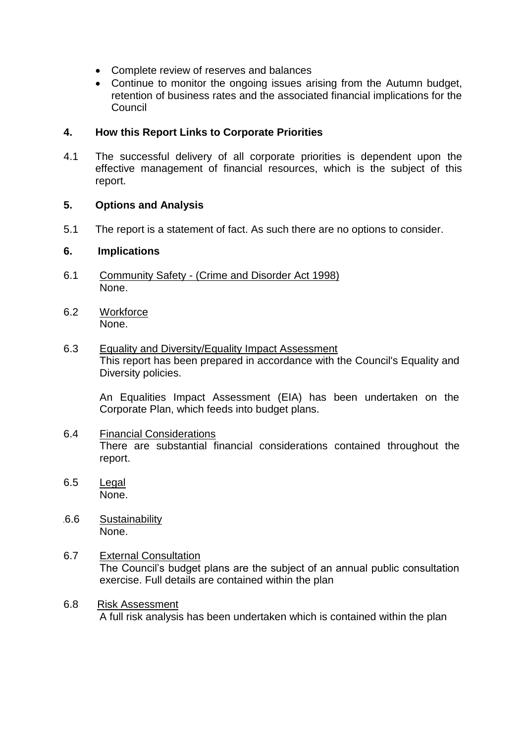- Complete review of reserves and balances
- Continue to monitor the ongoing issues arising from the Autumn budget, retention of business rates and the associated financial implications for the Council

## 4. How this Report Links to Corporate Priorities

4.1 The successful delivery of all corporate priorities is dependent upon the effective management of financial resources, which is the subject of this report.

## 5. Options and Analysis

5.1 The report is a statement of fact. As such there are no options to consider.

## 6. Implications

6.1 Community Safety - (Crime and Disorder Act 1998)
None.

6.2 Workforce
None.

6.3 Equality and Diversity/Equality Impact Assessment
This report has been prepared in accordance with the Council's Equality and Diversity policies.

An Equalities Impact Assessment (EIA) has been undertaken on the Corporate Plan, which feeds into budget plans.

6.4 Financial Considerations
There are substantial financial considerations contained throughout the report.

6.5 Legal
None.

.6.6 Sustainability
None.

6.7 External Consultation
The Council's budget plans are the subject of an annual public consultation exercise. Full details are contained within the plan

6.8 Risk Assessment
A full risk analysis has been undertaken which is contained within the plan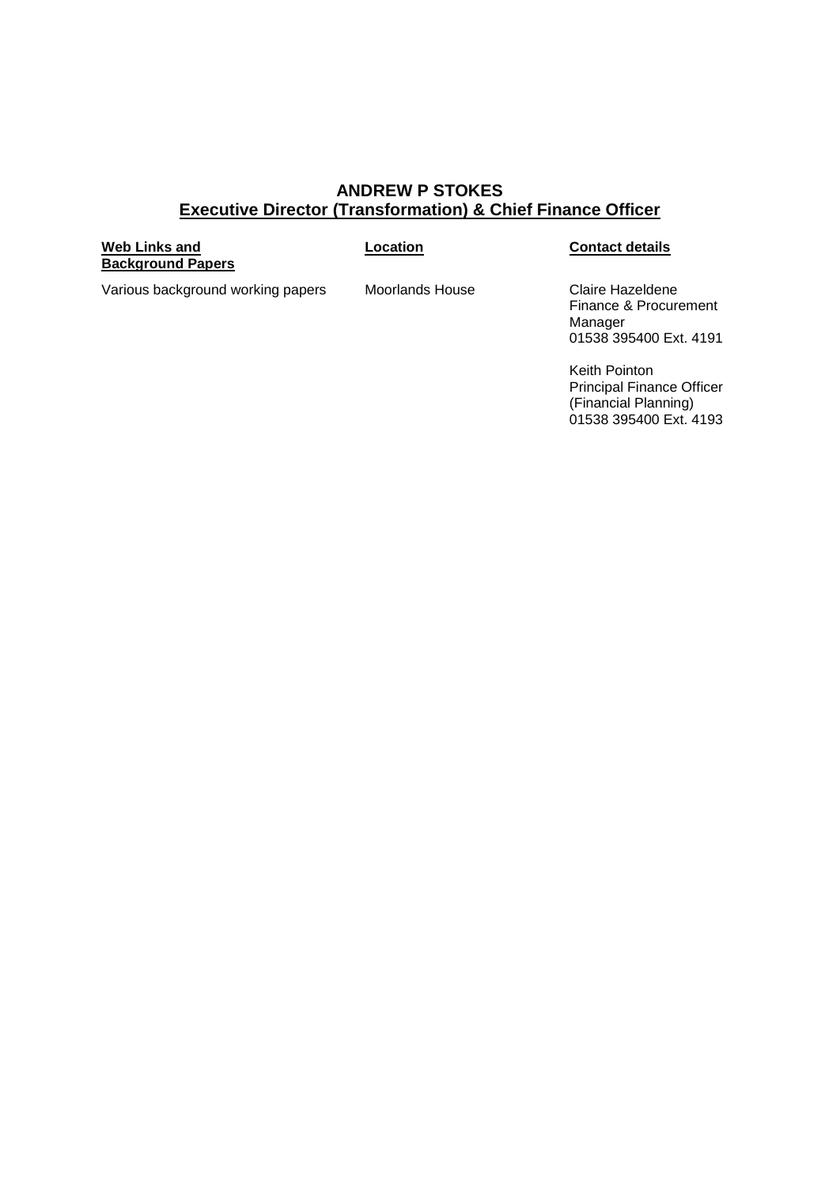**ANDREW P STOKES**
**Executive Director (Transformation) & Chief Finance Officer**

| Web Links and Background Papers | Location | Contact details |
|---|---|---|
| Various background working papers | Moorlands House | Claire Hazeldene<br>Finance & Procurement Manager<br>01538 395400 Ext. 4191<br><br>Keith Pointon<br>Principal Finance Officer (Financial Planning)<br>01538 395400 Ext. 4193 |